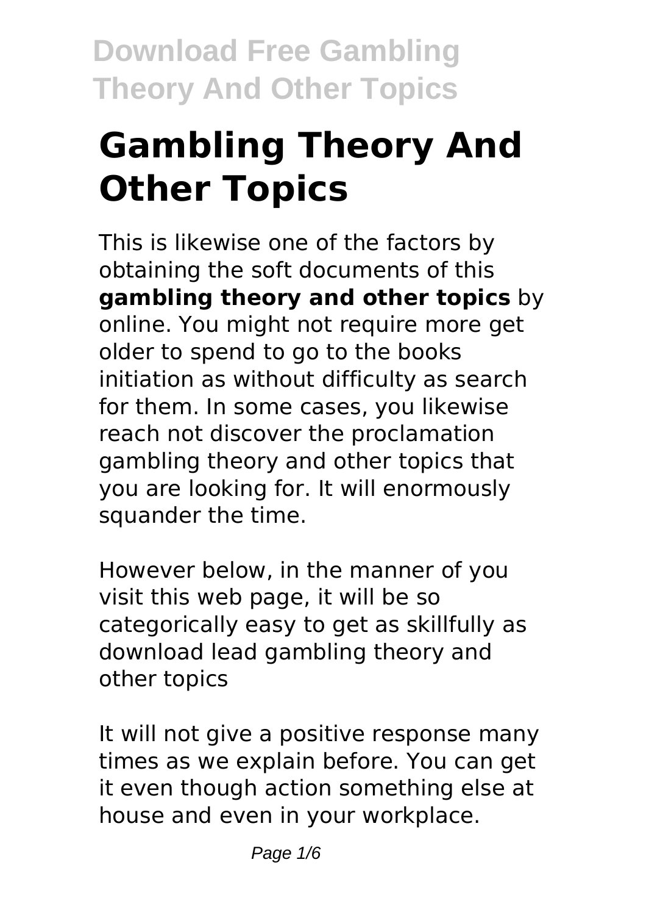# Gambling Theory And Other Topics

This is likewise one of the factors by obtaining the soft documents of this **gambling theory and other topics** by online. You might not require more get older to spend to go to the books initiation as without difficulty as search for them. In some cases, you likewise reach not discover the proclamation gambling theory and other topics that you are looking for. It will enormously squander the time.

However below, in the manner of you visit this web page, it will be so categorically easy to get as skillfully as download lead gambling theory and other topics

It will not give a positive response many times as we explain before. You can get it even though action something else at house and even in your workplace.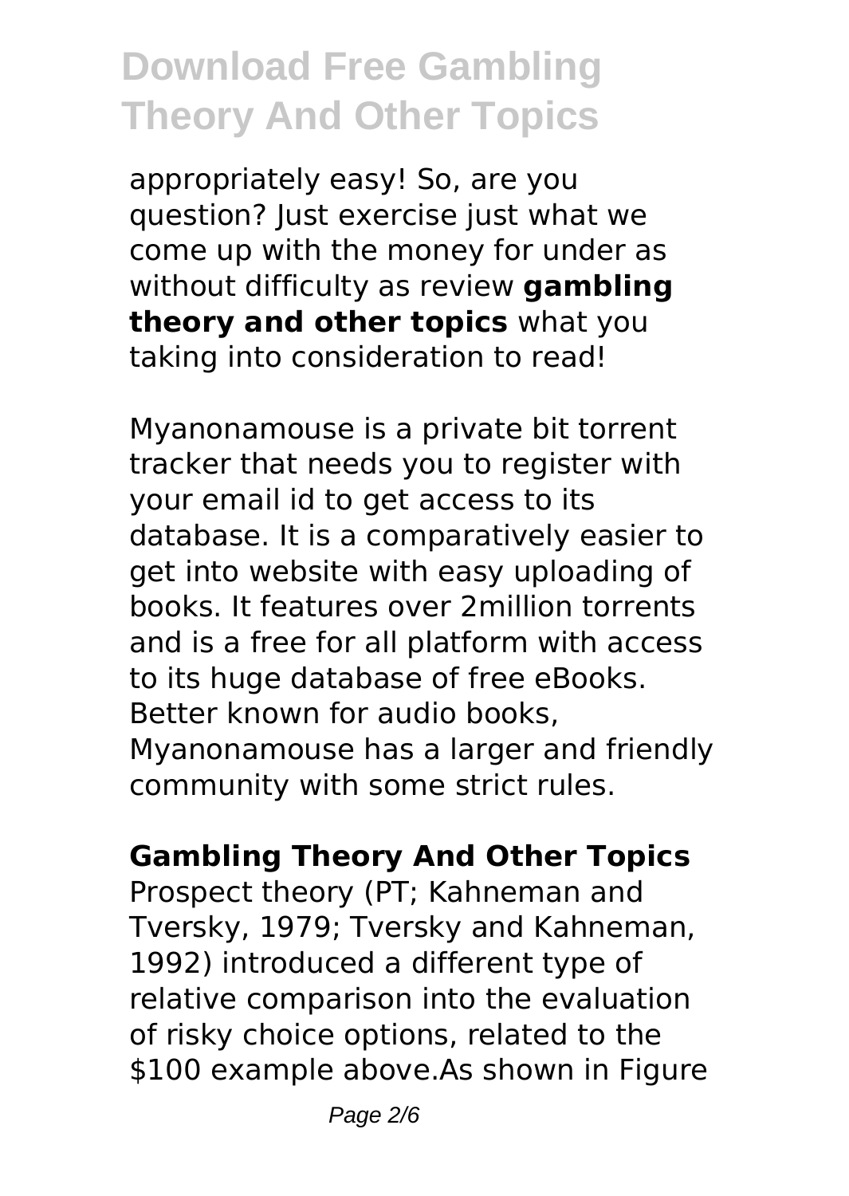appropriately easy! So, are you question? Just exercise just what we come up with the money for under as without difficulty as review **gambling theory and other topics** what you taking into consideration to read!

Myanonamouse is a private bit torrent tracker that needs you to register with your email id to get access to its database. It is a comparatively easier to get into website with easy uploading of books. It features over 2million torrents and is a free for all platform with access to its huge database of free eBooks. Better known for audio books, Myanonamouse has a larger and friendly community with some strict rules.

## Gambling Theory And Other Topics

Prospect theory (PT; Kahneman and Tversky, 1979; Tversky and Kahneman, 1992) introduced a different type of relative comparison into the evaluation of risky choice options, related to the $100 example above.As shown in Figure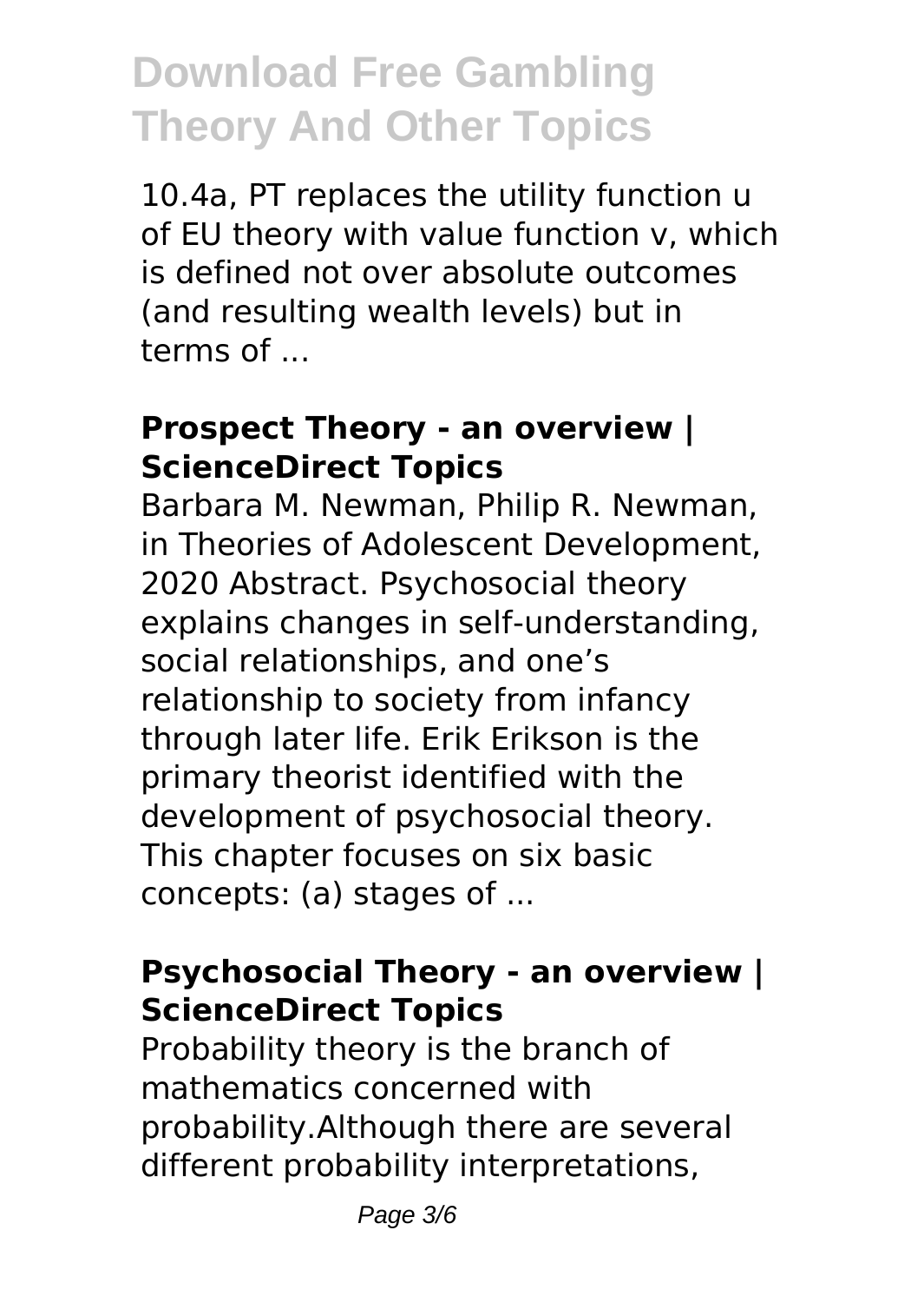10.4a, PT replaces the utility function u of EU theory with value function v, which is defined not over absolute outcomes (and resulting wealth levels) but in terms of ...

## Prospect Theory - an overview | ScienceDirect Topics

Barbara M. Newman, Philip R. Newman, in Theories of Adolescent Development, 2020 Abstract. Psychosocial theory explains changes in self-understanding, social relationships, and one's relationship to society from infancy through later life. Erik Erikson is the primary theorist identified with the development of psychosocial theory. This chapter focuses on six basic concepts: (a) stages of ...

## Psychosocial Theory - an overview | ScienceDirect Topics

Probability theory is the branch of mathematics concerned with probability.Although there are several different probability interpretations,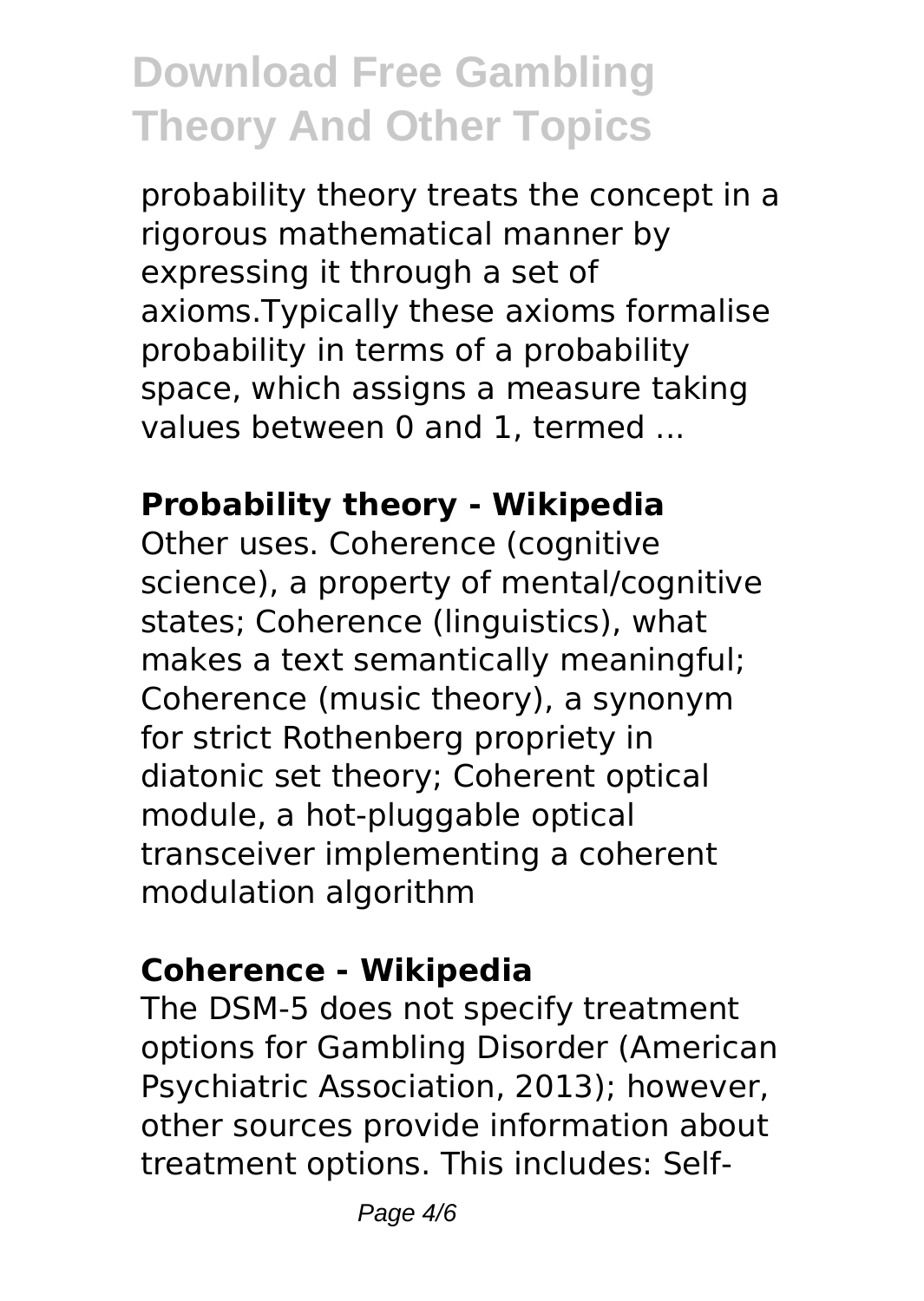probability theory treats the concept in a rigorous mathematical manner by expressing it through a set of axioms.Typically these axioms formalise probability in terms of a probability space, which assigns a measure taking values between 0 and 1, termed ...

**Probability theory - Wikipedia**

Other uses. Coherence (cognitive science), a property of mental/cognitive states; Coherence (linguistics), what makes a text semantically meaningful; Coherence (music theory), a synonym for strict Rothenberg propriety in diatonic set theory; Coherent optical module, a hot-pluggable optical transceiver implementing a coherent modulation algorithm

**Coherence - Wikipedia**

The DSM-5 does not specify treatment options for Gambling Disorder (American Psychiatric Association, 2013); however, other sources provide information about treatment options. This includes: Self-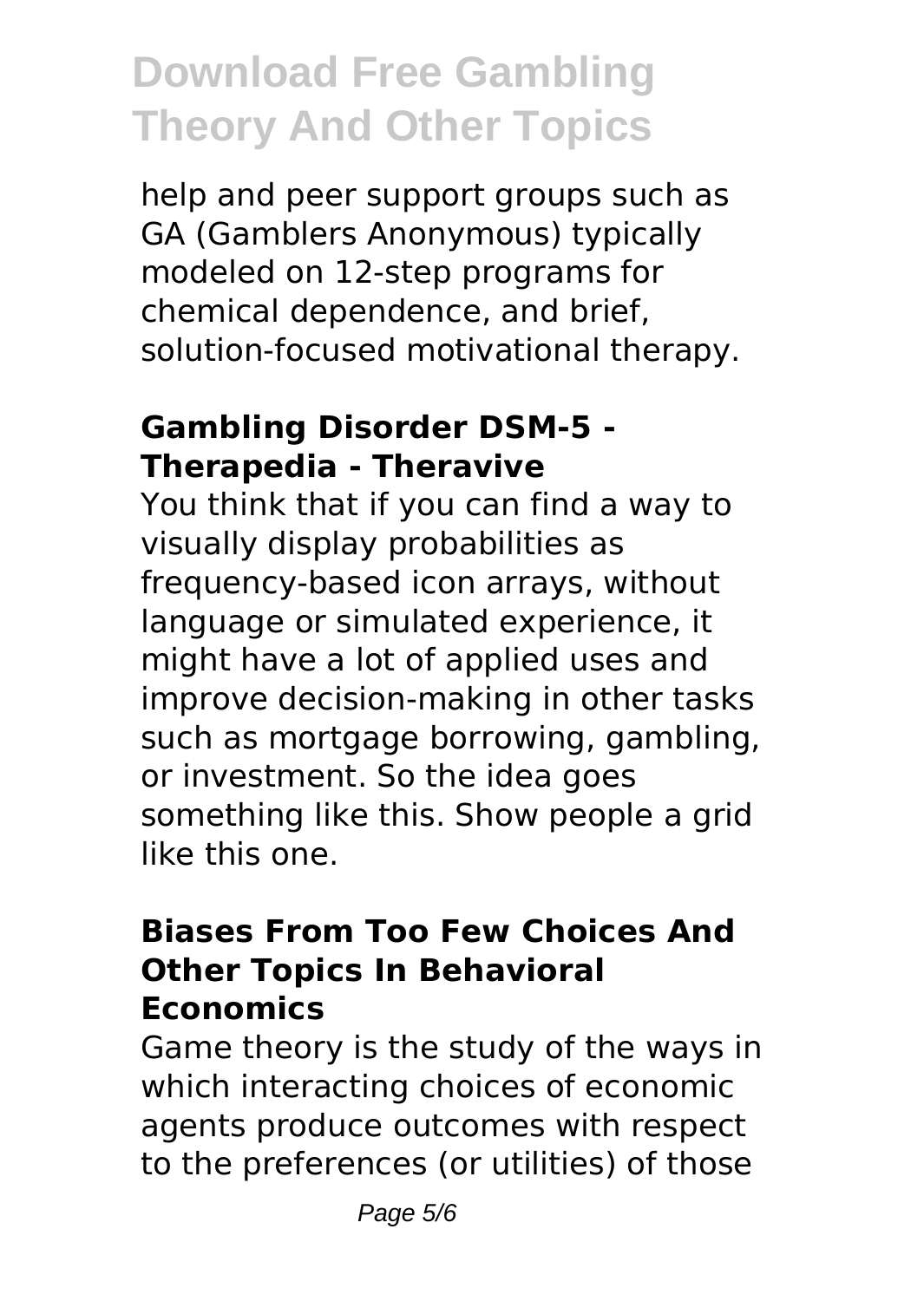help and peer support groups such as GA (Gamblers Anonymous) typically modeled on 12-step programs for chemical dependence, and brief, solution-focused motivational therapy.

### Gambling Disorder DSM-5 - Therapedia - Theravive

You think that if you can find a way to visually display probabilities as frequency-based icon arrays, without language or simulated experience, it might have a lot of applied uses and improve decision-making in other tasks such as mortgage borrowing, gambling, or investment. So the idea goes something like this. Show people a grid like this one.

### Biases From Too Few Choices And Other Topics In Behavioral Economics

Game theory is the study of the ways in which interacting choices of economic agents produce outcomes with respect to the preferences (or utilities) of those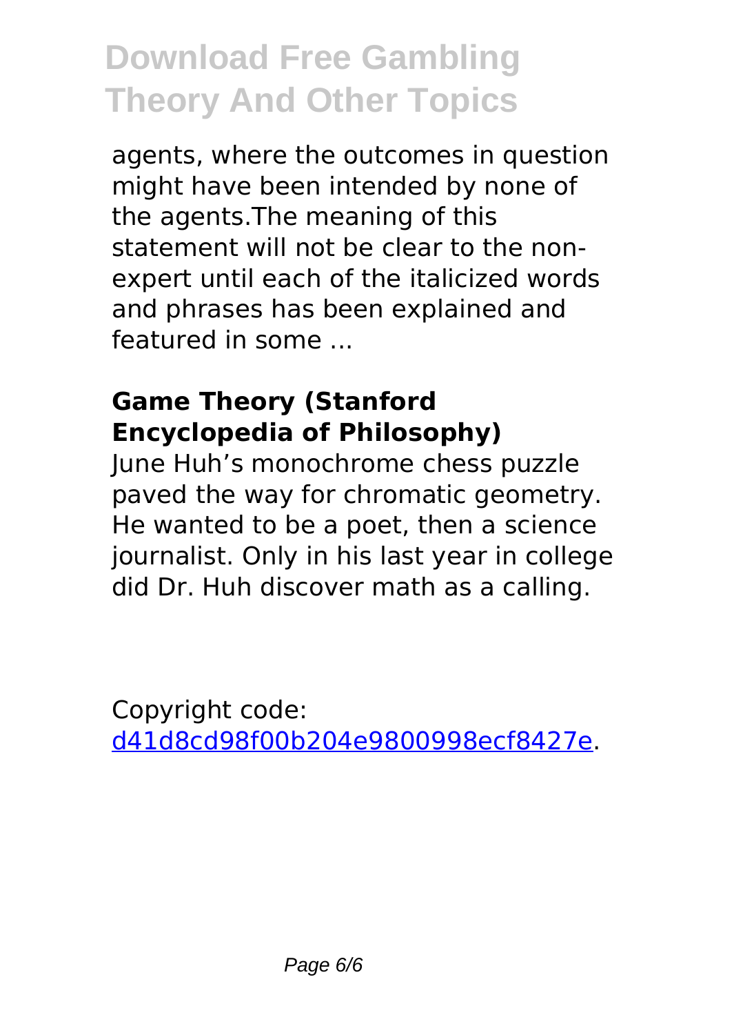agents, where the outcomes in question might have been intended by none of the agents.The meaning of this statement will not be clear to the non-expert until each of the italicized words and phrases has been explained and featured in some ...

**Game Theory (Stanford Encyclopedia of Philosophy)**

June Huh's monochrome chess puzzle paved the way for chromatic geometry. He wanted to be a poet, then a science journalist. Only in his last year in college did Dr. Huh discover math as a calling.

Copyright code: d41d8cd98f00b204e9800998ecf8427e.